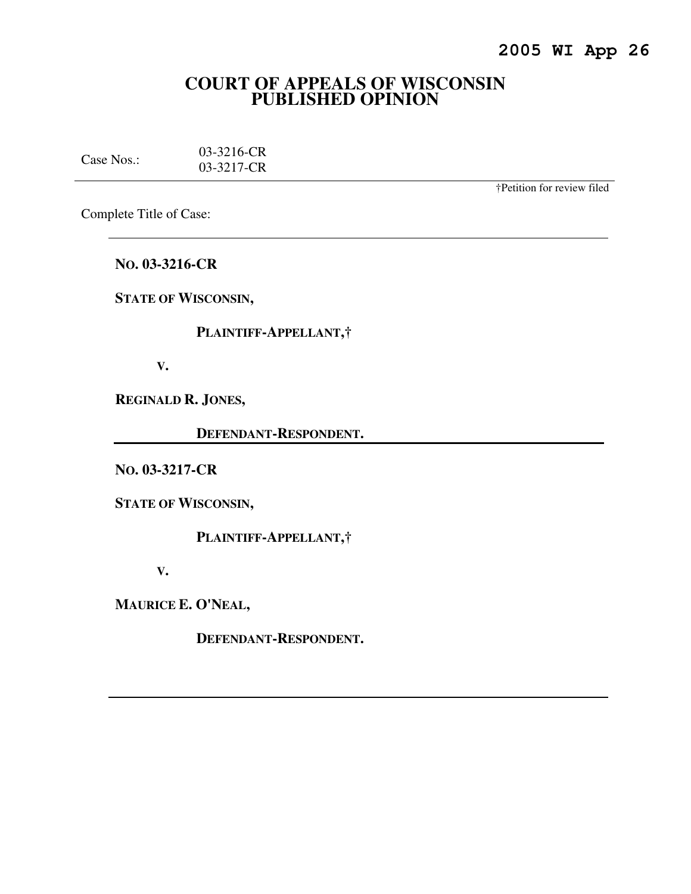**2005 WI App 26**

# COURT OF APPEALS OF WISCONSIN
# PUBLISHED OPINION

Case Nos.: 03-3216-CR
03-3217-CR

†Petition for review filed

Complete Title of Case:

**NO. 03-3216-CR**

**STATE OF WISCONSIN,**

**PLAINTIFF-APPELLANT,†**

**V.**

**REGINALD R. JONES,**

**DEFENDANT-RESPONDENT.**

**NO. 03-3217-CR**

**STATE OF WISCONSIN,**

**PLAINTIFF-APPELLANT,†**

**V.**

**MAURICE E. O'NEAL,**

**DEFENDANT-RESPONDENT.**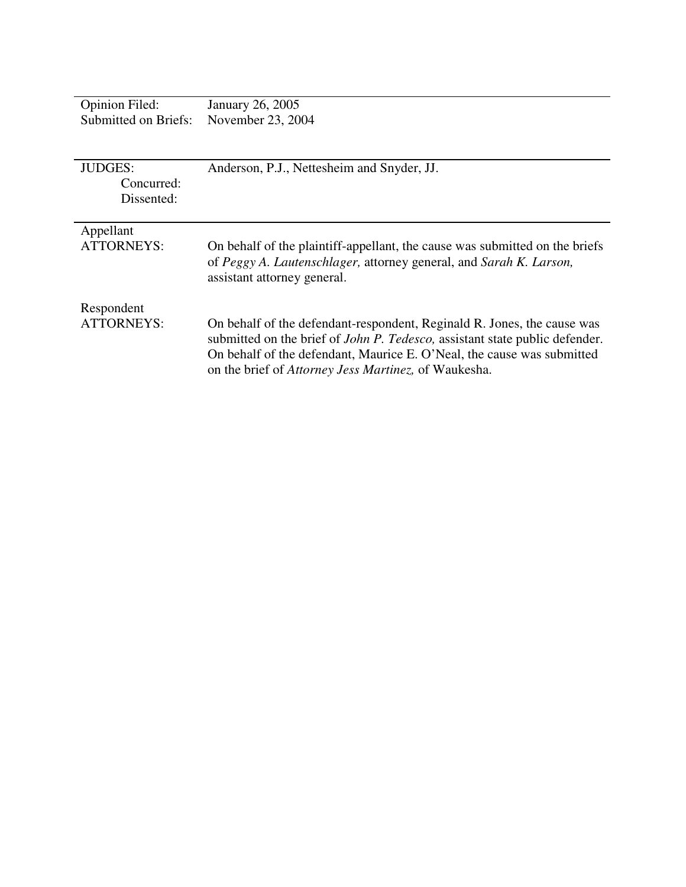| | |
|---|---|
| Opinion Filed: | January 26, 2005 |
| Submitted on Briefs: | November 23, 2004 |
| | |
| JUDGES: | Anderson, P.J., Nettesheim and Snyder, JJ. |
| Concurred: | |
| Dissented: | |
| | |
| Appellant ATTORNEYS: | On behalf of the plaintiff-appellant, the cause was submitted on the briefs of *Peggy A. Lautenschlager,* attorney general, and *Sarah K. Larson,* assistant attorney general. |
| | |
| Respondent ATTORNEYS: | On behalf of the defendant-respondent, Reginald R. Jones, the cause was submitted on the brief of *John P. Tedesco,* assistant state public defender. On behalf of the defendant, Maurice E. O'Neal, the cause was submitted on the brief of *Attorney Jess Martinez,* of Waukesha. |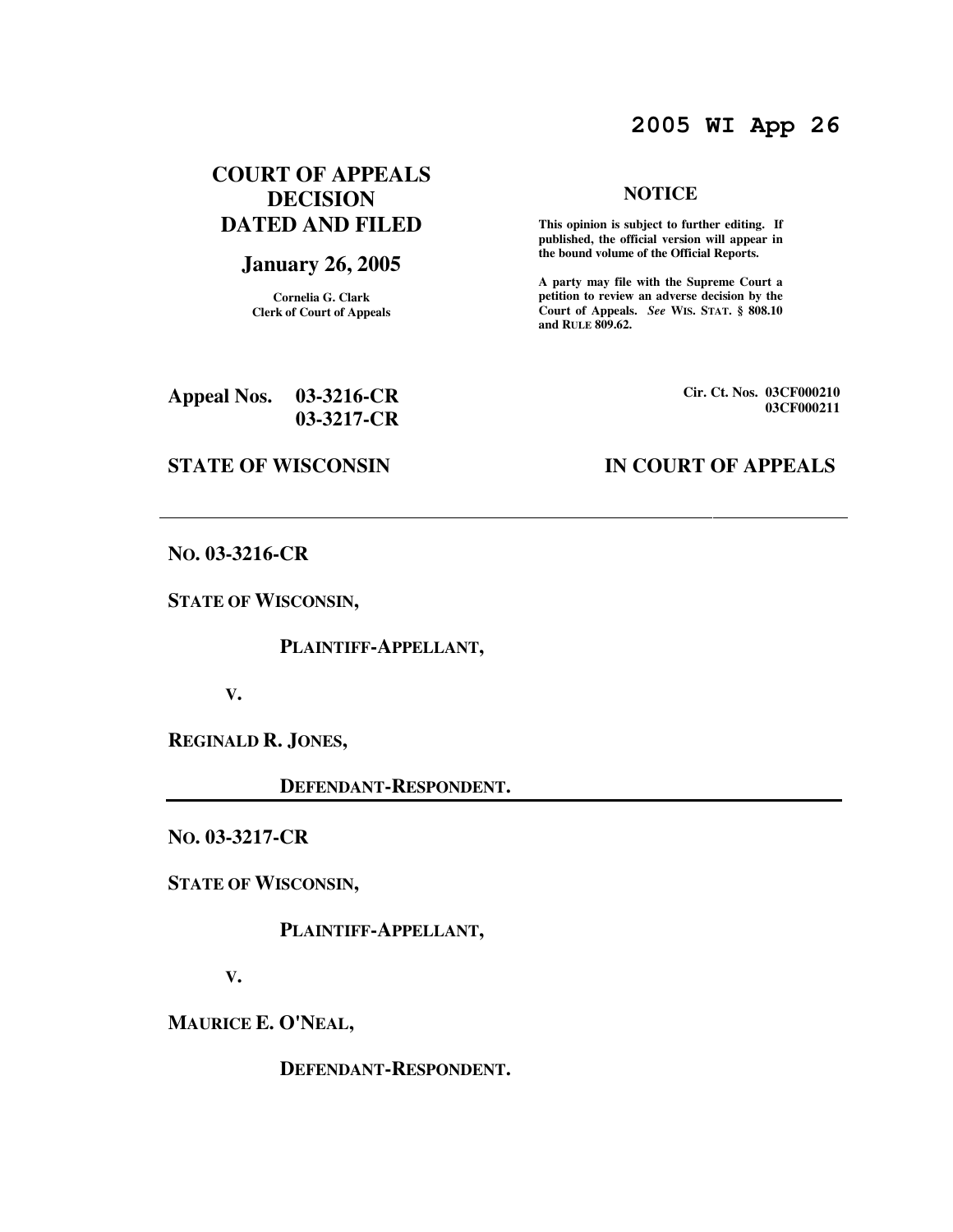# 2005 WI App 26

## COURT OF APPEALS DECISION DATED AND FILED

**January 26, 2005**

**Cornelia G. Clark**
**Clerk of Court of Appeals**

**NOTICE**

**This opinion is subject to further editing. If published, the official version will appear in the bound volume of the Official Reports.**

**A party may file with the Supreme Court a petition to review an adverse decision by the Court of Appeals.** ***See*** **WIS. STAT. § 808.10 and RULE 809.62.**

**Appeal Nos. 03-3216-CR**
**03-3217-CR**

**Cir. Ct. Nos. 03CF000210**
**03CF000211**

**STATE OF WISCONSIN** **IN COURT OF APPEALS**

---

**NO. 03-3216-CR**

**STATE OF WISCONSIN,**

**PLAINTIFF-APPELLANT,**

**V.**

**REGINALD R. JONES,**

**DEFENDANT-RESPONDENT.**

---

**NO. 03-3217-CR**

**STATE OF WISCONSIN,**

**PLAINTIFF-APPELLANT,**

**V.**

**MAURICE E. O'NEAL,**

**DEFENDANT-RESPONDENT.**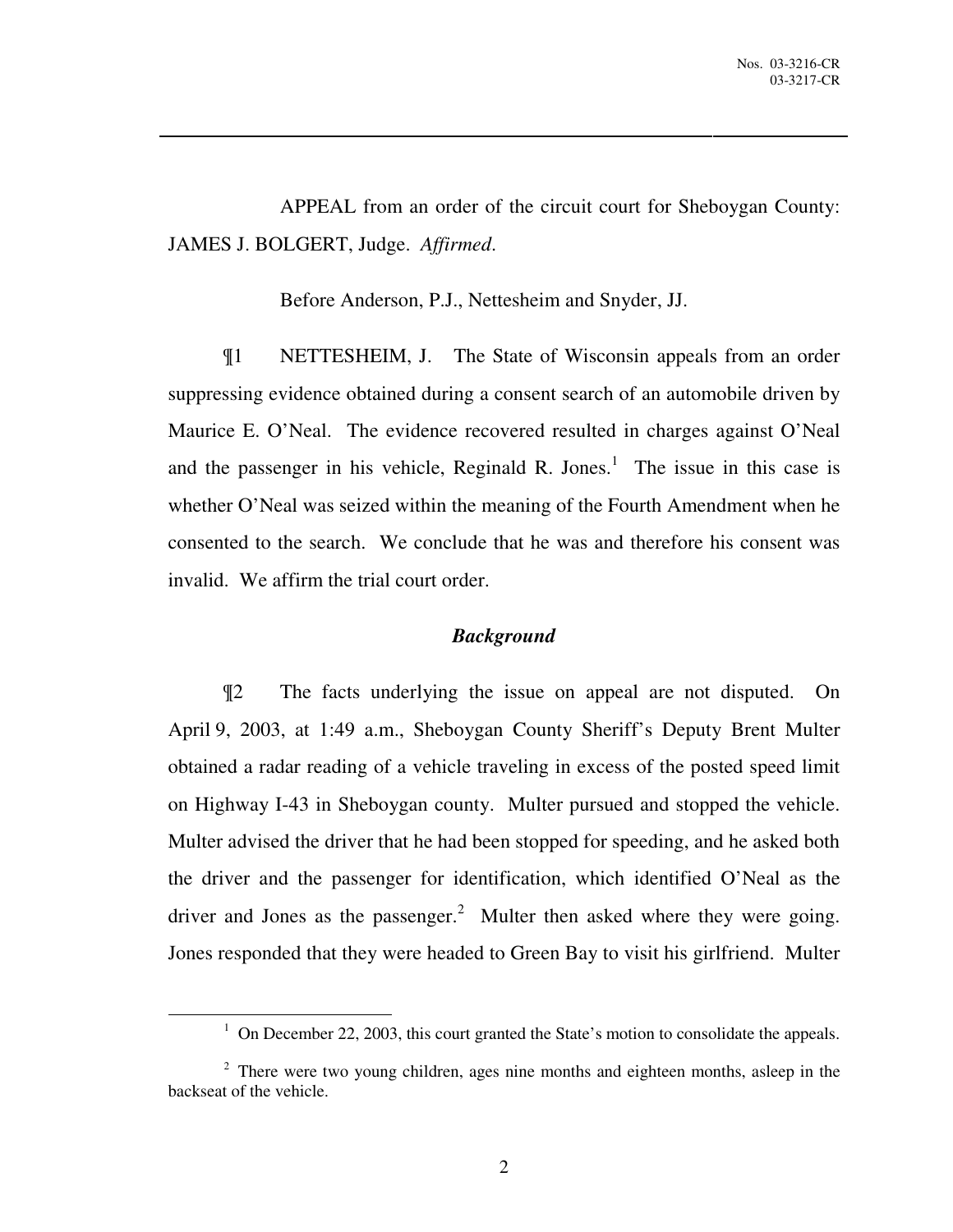APPEAL from an order of the circuit court for Sheboygan County: JAMES J. BOLGERT, Judge. *Affirmed*.

Before Anderson, P.J., Nettesheim and Snyder, JJ.

¶1 NETTESHEIM, J. The State of Wisconsin appeals from an order suppressing evidence obtained during a consent search of an automobile driven by Maurice E. O'Neal. The evidence recovered resulted in charges against O'Neal and the passenger in his vehicle, Reginald R. Jones.[1] The issue in this case is whether O'Neal was seized within the meaning of the Fourth Amendment when he consented to the search. We conclude that he was and therefore his consent was invalid. We affirm the trial court order.

### *Background*

¶2 The facts underlying the issue on appeal are not disputed. On April 9, 2003, at 1:49 a.m., Sheboygan County Sheriff's Deputy Brent Multer obtained a radar reading of a vehicle traveling in excess of the posted speed limit on Highway I-43 in Sheboygan county. Multer pursued and stopped the vehicle. Multer advised the driver that he had been stopped for speeding, and he asked both the driver and the passenger for identification, which identified O'Neal as the driver and Jones as the passenger.[2] Multer then asked where they were going. Jones responded that they were headed to Green Bay to visit his girlfriend. Multer

---

[1] On December 22, 2003, this court granted the State's motion to consolidate the appeals.

[2] There were two young children, ages nine months and eighteen months, asleep in the backseat of the vehicle.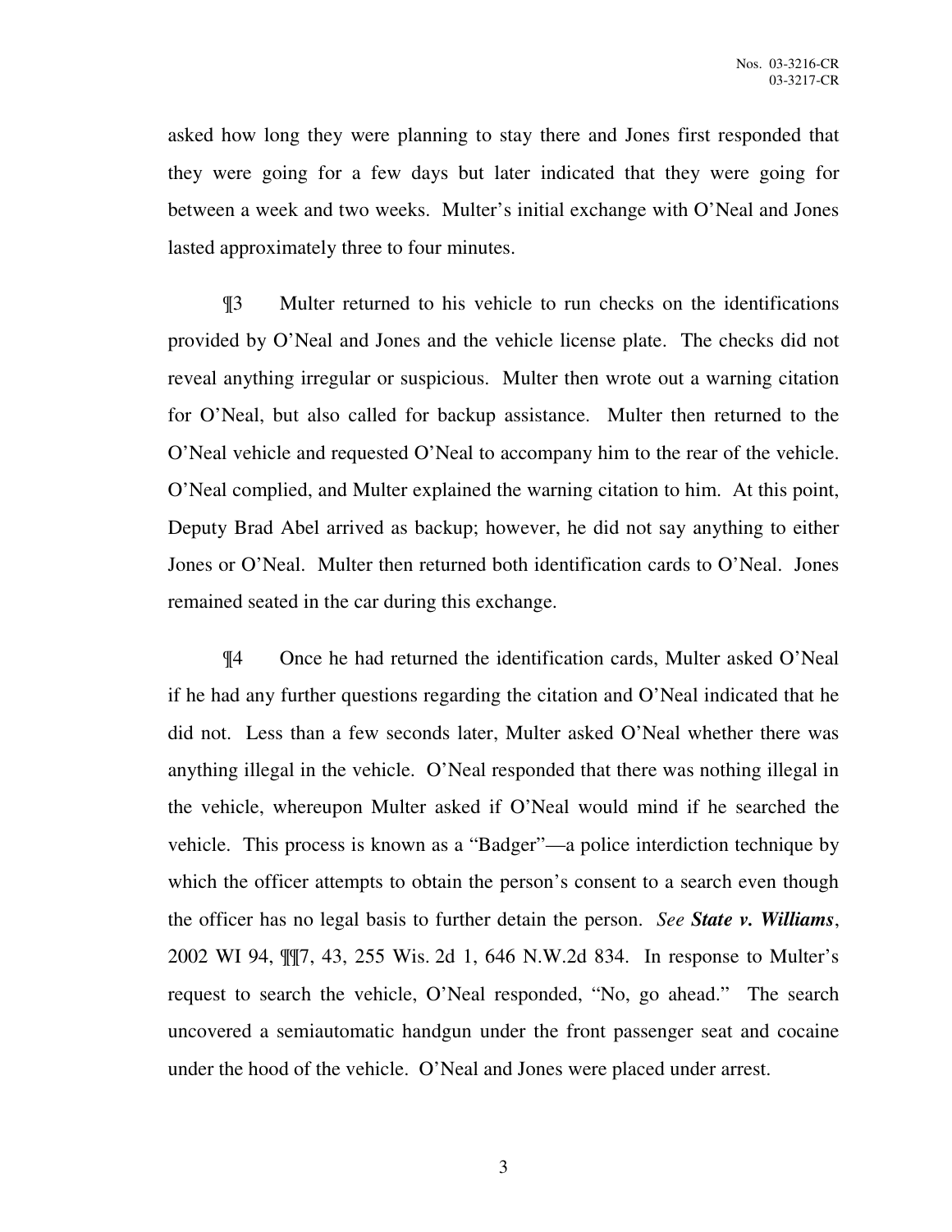asked how long they were planning to stay there and Jones first responded that they were going for a few days but later indicated that they were going for between a week and two weeks. Multer's initial exchange with O'Neal and Jones lasted approximately three to four minutes.

¶3 Multer returned to his vehicle to run checks on the identifications provided by O'Neal and Jones and the vehicle license plate. The checks did not reveal anything irregular or suspicious. Multer then wrote out a warning citation for O'Neal, but also called for backup assistance. Multer then returned to the O'Neal vehicle and requested O'Neal to accompany him to the rear of the vehicle. O'Neal complied, and Multer explained the warning citation to him. At this point, Deputy Brad Abel arrived as backup; however, he did not say anything to either Jones or O'Neal. Multer then returned both identification cards to O'Neal. Jones remained seated in the car during this exchange.

¶4 Once he had returned the identification cards, Multer asked O'Neal if he had any further questions regarding the citation and O'Neal indicated that he did not. Less than a few seconds later, Multer asked O'Neal whether there was anything illegal in the vehicle. O'Neal responded that there was nothing illegal in the vehicle, whereupon Multer asked if O'Neal would mind if he searched the vehicle. This process is known as a "Badger"—a police interdiction technique by which the officer attempts to obtain the person's consent to a search even though the officer has no legal basis to further detain the person. *See* ***State v. Williams***, 2002 WI 94, ¶¶7, 43, 255 Wis. 2d 1, 646 N.W.2d 834. In response to Multer's request to search the vehicle, O'Neal responded, "No, go ahead." The search uncovered a semiautomatic handgun under the front passenger seat and cocaine under the hood of the vehicle. O'Neal and Jones were placed under arrest.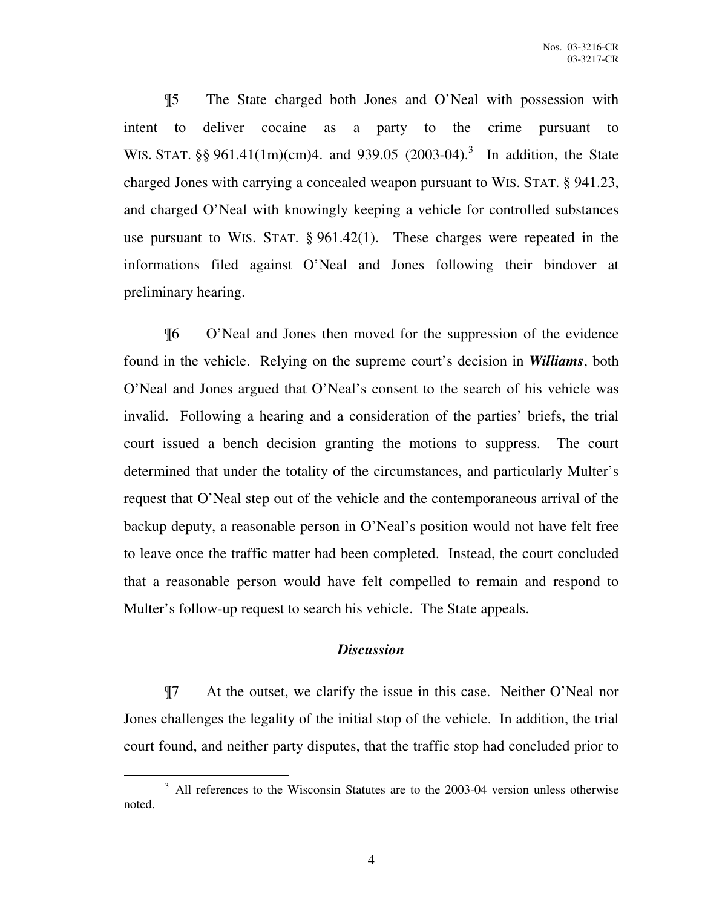¶5 The State charged both Jones and O'Neal with possession with intent to deliver cocaine as a party to the crime pursuant to WIS. STAT. §§ 961.41(1m)(cm)4. and 939.05 (2003-04).[3] In addition, the State charged Jones with carrying a concealed weapon pursuant to WIS. STAT. § 941.23, and charged O'Neal with knowingly keeping a vehicle for controlled substances use pursuant to WIS. STAT. § 961.42(1). These charges were repeated in the informations filed against O'Neal and Jones following their bindover at preliminary hearing.

¶6 O'Neal and Jones then moved for the suppression of the evidence found in the vehicle. Relying on the supreme court's decision in ***Williams***, both O'Neal and Jones argued that O'Neal's consent to the search of his vehicle was invalid. Following a hearing and a consideration of the parties' briefs, the trial court issued a bench decision granting the motions to suppress. The court determined that under the totality of the circumstances, and particularly Multer's request that O'Neal step out of the vehicle and the contemporaneous arrival of the backup deputy, a reasonable person in O'Neal's position would not have felt free to leave once the traffic matter had been completed. Instead, the court concluded that a reasonable person would have felt compelled to remain and respond to Multer's follow-up request to search his vehicle. The State appeals.

## *Discussion*

¶7 At the outset, we clarify the issue in this case. Neither O'Neal nor Jones challenges the legality of the initial stop of the vehicle. In addition, the trial court found, and neither party disputes, that the traffic stop had concluded prior to

[3] All references to the Wisconsin Statutes are to the 2003-04 version unless otherwise noted.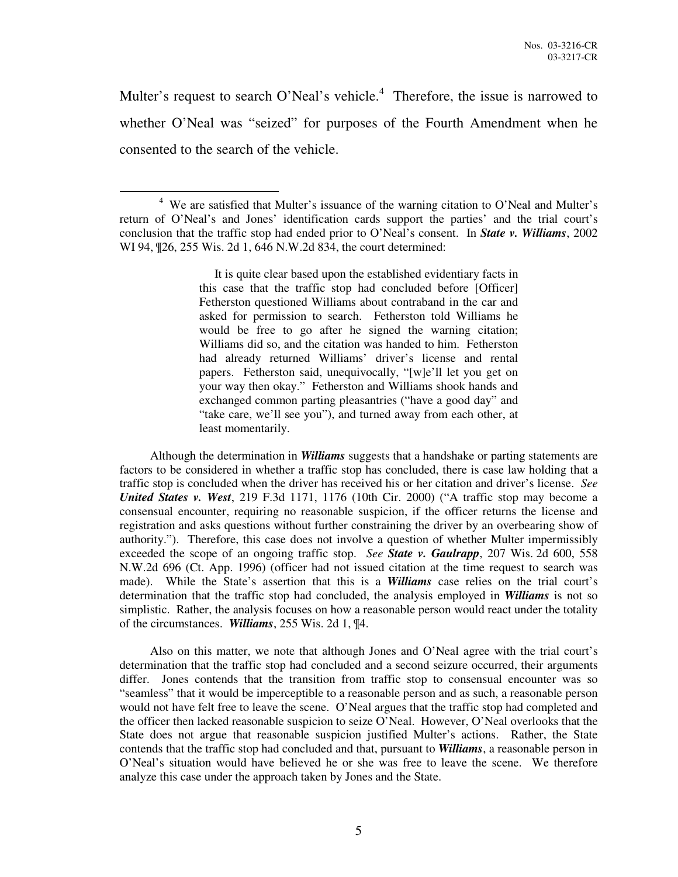Multer's request to search O'Neal's vehicle.[4] Therefore, the issue is narrowed to whether O'Neal was "seized" for purposes of the Fourth Amendment when he consented to the search of the vehicle.

---

[4] We are satisfied that Multer's issuance of the warning citation to O'Neal and Multer's return of O'Neal's and Jones' identification cards support the parties' and the trial court's conclusion that the traffic stop had ended prior to O'Neal's consent. In ***State v. Williams***, 2002 WI 94, ¶26, 255 Wis. 2d 1, 646 N.W.2d 834, the court determined:

> It is quite clear based upon the established evidentiary facts in this case that the traffic stop had concluded before [Officer] Fetherston questioned Williams about contraband in the car and asked for permission to search. Fetherston told Williams he would be free to go after he signed the warning citation; Williams did so, and the citation was handed to him. Fetherston had already returned Williams' driver's license and rental papers. Fetherston said, unequivocally, "[w]e'll let you get on your way then okay." Fetherston and Williams shook hands and exchanged common parting pleasantries ("have a good day" and "take care, we'll see you"), and turned away from each other, at least momentarily.

Although the determination in ***Williams*** suggests that a handshake or parting statements are factors to be considered in whether a traffic stop has concluded, there is case law holding that a traffic stop is concluded when the driver has received his or her citation and driver's license. *See* ***United States v. West***, 219 F.3d 1171, 1176 (10th Cir. 2000) ("A traffic stop may become a consensual encounter, requiring no reasonable suspicion, if the officer returns the license and registration and asks questions without further constraining the driver by an overbearing show of authority."). Therefore, this case does not involve a question of whether Multer impermissibly exceeded the scope of an ongoing traffic stop. *See* ***State v. Gaulrapp***, 207 Wis. 2d 600, 558 N.W.2d 696 (Ct. App. 1996) (officer had not issued citation at the time request to search was made). While the State's assertion that this is a ***Williams*** case relies on the trial court's determination that the traffic stop had concluded, the analysis employed in ***Williams*** is not so simplistic. Rather, the analysis focuses on how a reasonable person would react under the totality of the circumstances. ***Williams***, 255 Wis. 2d 1, ¶4.

Also on this matter, we note that although Jones and O'Neal agree with the trial court's determination that the traffic stop had concluded and a second seizure occurred, their arguments differ. Jones contends that the transition from traffic stop to consensual encounter was so "seamless" that it would be imperceptible to a reasonable person and as such, a reasonable person would not have felt free to leave the scene. O'Neal argues that the traffic stop had completed and the officer then lacked reasonable suspicion to seize O'Neal. However, O'Neal overlooks that the State does not argue that reasonable suspicion justified Multer's actions. Rather, the State contends that the traffic stop had concluded and that, pursuant to ***Williams***, a reasonable person in O'Neal's situation would have believed he or she was free to leave the scene. We therefore analyze this case under the approach taken by Jones and the State.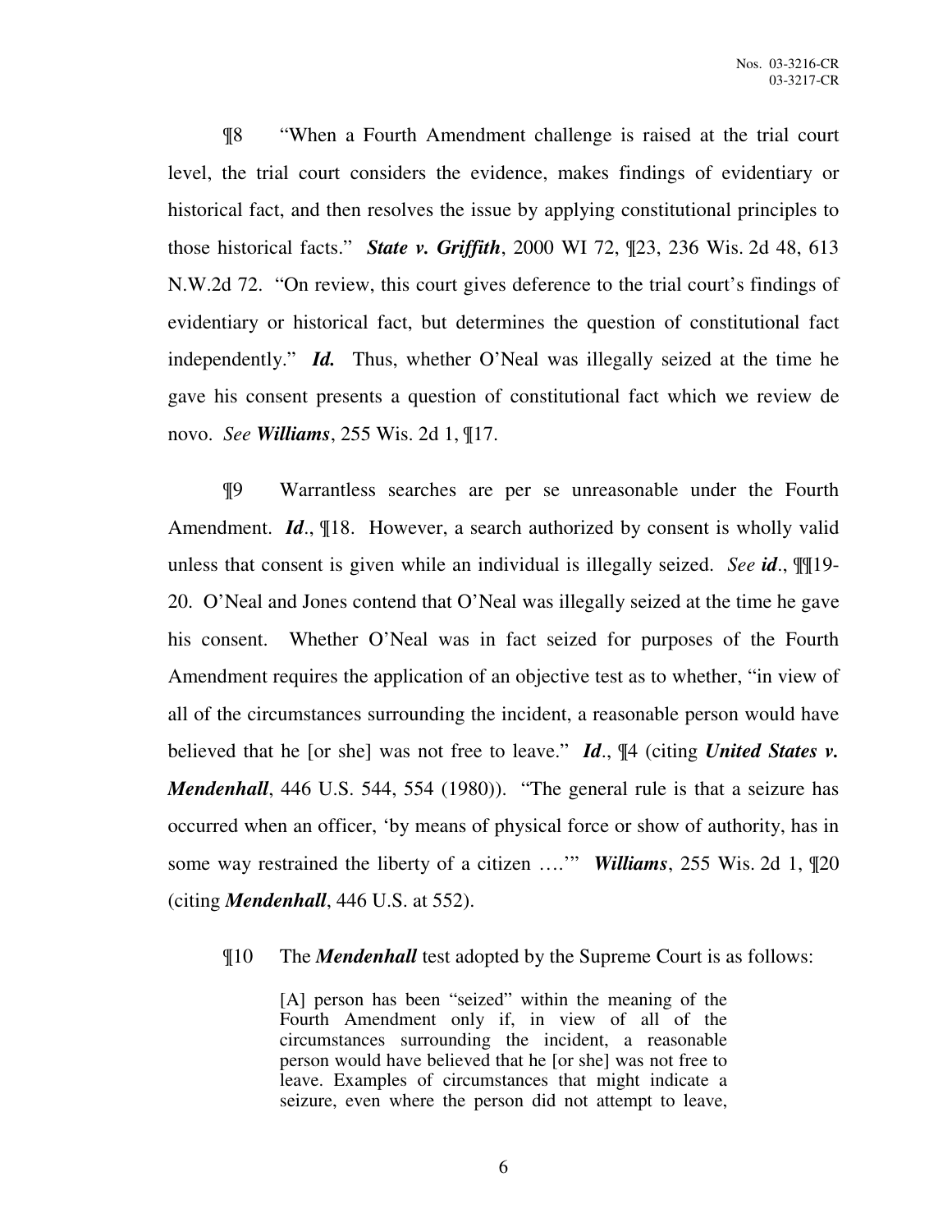¶8 "When a Fourth Amendment challenge is raised at the trial court level, the trial court considers the evidence, makes findings of evidentiary or historical fact, and then resolves the issue by applying constitutional principles to those historical facts." ***State v. Griffith***, 2000 WI 72, ¶23, 236 Wis. 2d 48, 613 N.W.2d 72. "On review, this court gives deference to the trial court's findings of evidentiary or historical fact, but determines the question of constitutional fact independently." ***Id.*** Thus, whether O'Neal was illegally seized at the time he gave his consent presents a question of constitutional fact which we review de novo. *See* ***Williams***, 255 Wis. 2d 1, ¶17.

¶9 Warrantless searches are per se unreasonable under the Fourth Amendment. ***Id***., ¶18. However, a search authorized by consent is wholly valid unless that consent is given while an individual is illegally seized. *See* ***id***., ¶¶19-20. O'Neal and Jones contend that O'Neal was illegally seized at the time he gave his consent. Whether O'Neal was in fact seized for purposes of the Fourth Amendment requires the application of an objective test as to whether, "in view of all of the circumstances surrounding the incident, a reasonable person would have believed that he [or she] was not free to leave." ***Id***., ¶4 (citing ***United States v. Mendenhall***, 446 U.S. 544, 554 (1980)). "The general rule is that a seizure has occurred when an officer, 'by means of physical force or show of authority, has in some way restrained the liberty of a citizen ….'" ***Williams***, 255 Wis. 2d 1, ¶20 (citing ***Mendenhall***, 446 U.S. at 552).

¶10 The ***Mendenhall*** test adopted by the Supreme Court is as follows:

> [A] person has been "seized" within the meaning of the Fourth Amendment only if, in view of all of the circumstances surrounding the incident, a reasonable person would have believed that he [or she] was not free to leave. Examples of circumstances that might indicate a seizure, even where the person did not attempt to leave,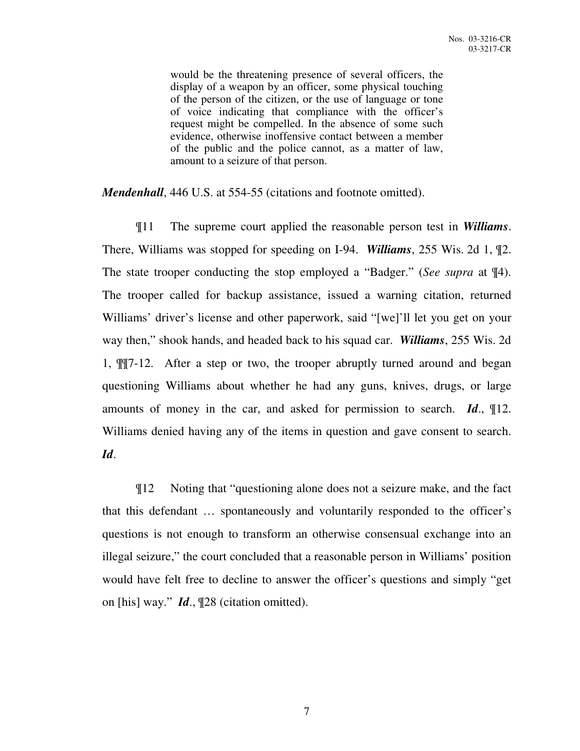> would be the threatening presence of several officers, the display of a weapon by an officer, some physical touching of the person of the citizen, or the use of language or tone of voice indicating that compliance with the officer's request might be compelled. In the absence of some such evidence, otherwise inoffensive contact between a member of the public and the police cannot, as a matter of law, amount to a seizure of that person.

***Mendenhall***, 446 U.S. at 554-55 (citations and footnote omitted).

¶11 The supreme court applied the reasonable person test in ***Williams***. There, Williams was stopped for speeding on I-94. ***Williams***, 255 Wis. 2d 1, ¶2. The state trooper conducting the stop employed a "Badger." (*See supra* at ¶4). The trooper called for backup assistance, issued a warning citation, returned Williams' driver's license and other paperwork, said "[we]'ll let you get on your way then," shook hands, and headed back to his squad car. ***Williams***, 255 Wis. 2d 1, ¶¶7-12. After a step or two, the trooper abruptly turned around and began questioning Williams about whether he had any guns, knives, drugs, or large amounts of money in the car, and asked for permission to search. ***Id***., ¶12. Williams denied having any of the items in question and gave consent to search. ***Id***.

¶12 Noting that "questioning alone does not a seizure make, and the fact that this defendant … spontaneously and voluntarily responded to the officer's questions is not enough to transform an otherwise consensual exchange into an illegal seizure," the court concluded that a reasonable person in Williams' position would have felt free to decline to answer the officer's questions and simply "get on [his] way." ***Id***., ¶28 (citation omitted).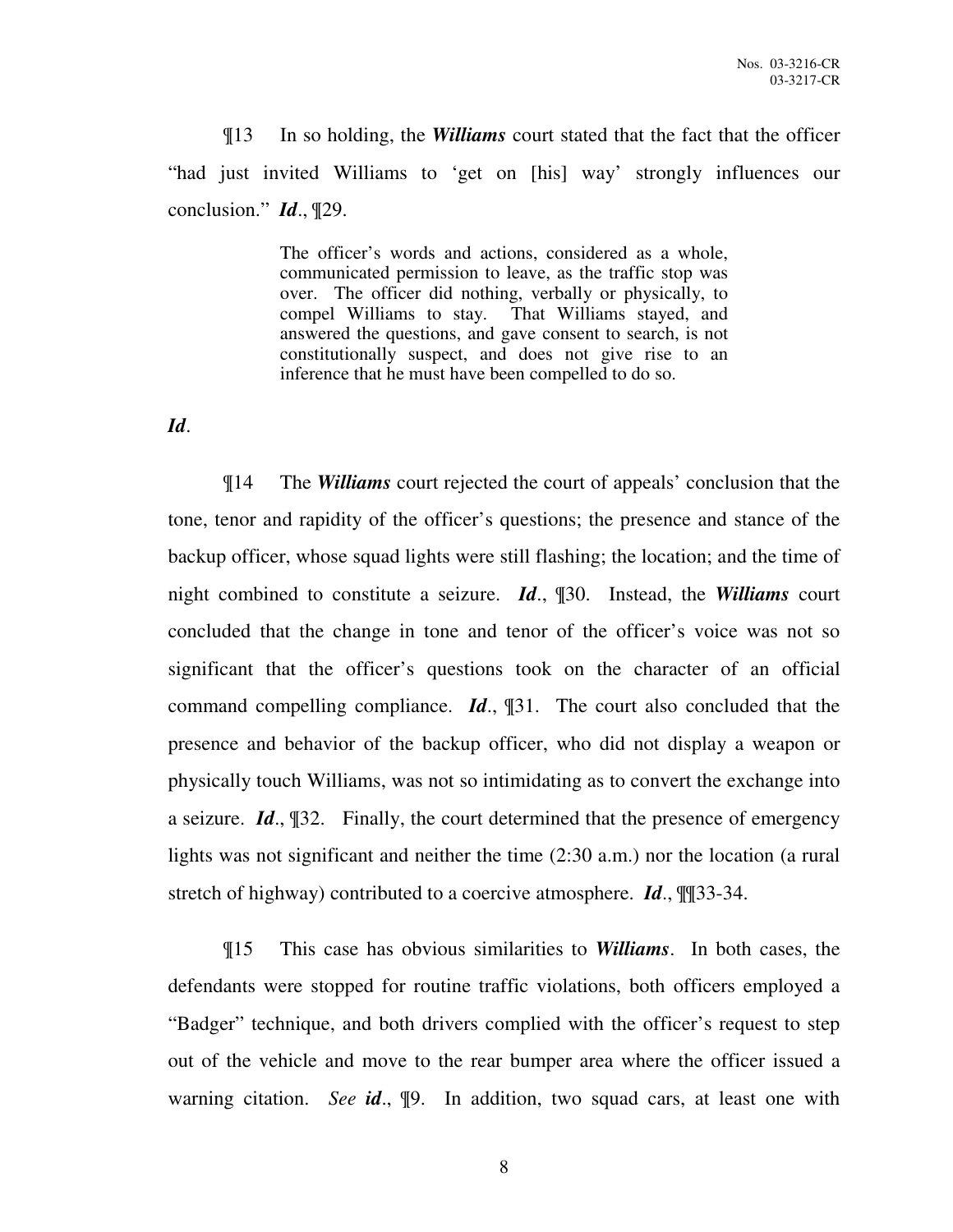¶13 In so holding, the ***Williams*** court stated that the fact that the officer "had just invited Williams to 'get on [his] way' strongly influences our conclusion." ***Id***., ¶29.

> The officer's words and actions, considered as a whole, communicated permission to leave, as the traffic stop was over. The officer did nothing, verbally or physically, to compel Williams to stay. That Williams stayed, and answered the questions, and gave consent to search, is not constitutionally suspect, and does not give rise to an inference that he must have been compelled to do so.

***Id***.

¶14 The ***Williams*** court rejected the court of appeals' conclusion that the tone, tenor and rapidity of the officer's questions; the presence and stance of the backup officer, whose squad lights were still flashing; the location; and the time of night combined to constitute a seizure. ***Id***., ¶30. Instead, the ***Williams*** court concluded that the change in tone and tenor of the officer's voice was not so significant that the officer's questions took on the character of an official command compelling compliance. ***Id***., ¶31. The court also concluded that the presence and behavior of the backup officer, who did not display a weapon or physically touch Williams, was not so intimidating as to convert the exchange into a seizure. ***Id***., ¶32. Finally, the court determined that the presence of emergency lights was not significant and neither the time (2:30 a.m.) nor the location (a rural stretch of highway) contributed to a coercive atmosphere. ***Id***., ¶¶33-34.

¶15 This case has obvious similarities to ***Williams***. In both cases, the defendants were stopped for routine traffic violations, both officers employed a "Badger" technique, and both drivers complied with the officer's request to step out of the vehicle and move to the rear bumper area where the officer issued a warning citation. *See* ***id***., ¶9. In addition, two squad cars, at least one with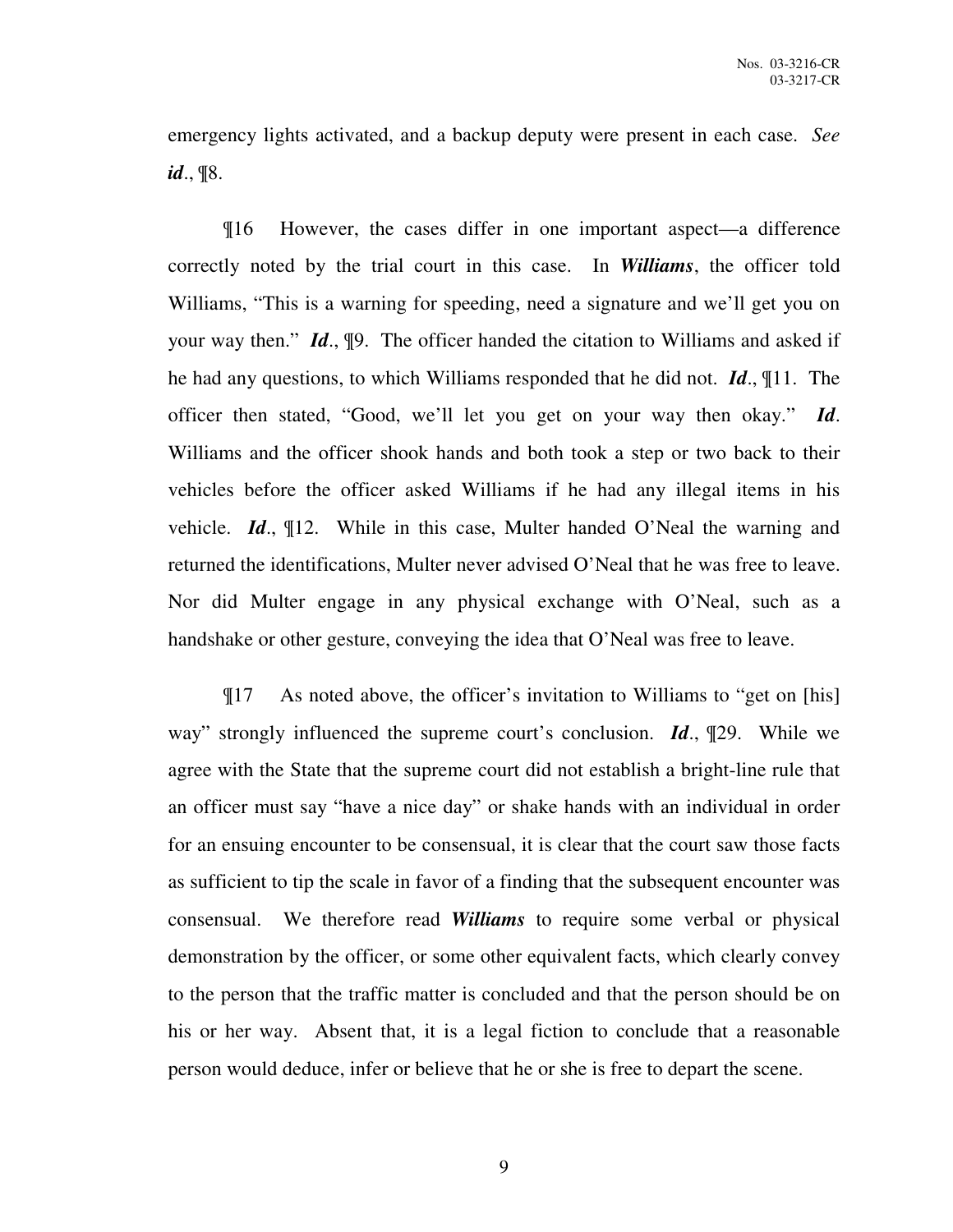emergency lights activated, and a backup deputy were present in each case. *See* ***id***., ¶8.

¶16 However, the cases differ in one important aspect—a difference correctly noted by the trial court in this case. In ***Williams***, the officer told Williams, "This is a warning for speeding, need a signature and we'll get you on your way then." ***Id***., ¶9. The officer handed the citation to Williams and asked if he had any questions, to which Williams responded that he did not. ***Id***., ¶11. The officer then stated, "Good, we'll let you get on your way then okay." ***Id***. Williams and the officer shook hands and both took a step or two back to their vehicles before the officer asked Williams if he had any illegal items in his vehicle. ***Id***., ¶12. While in this case, Multer handed O'Neal the warning and returned the identifications, Multer never advised O'Neal that he was free to leave. Nor did Multer engage in any physical exchange with O'Neal, such as a handshake or other gesture, conveying the idea that O'Neal was free to leave.

¶17 As noted above, the officer's invitation to Williams to "get on [his] way" strongly influenced the supreme court's conclusion. ***Id***., ¶29. While we agree with the State that the supreme court did not establish a bright-line rule that an officer must say "have a nice day" or shake hands with an individual in order for an ensuing encounter to be consensual, it is clear that the court saw those facts as sufficient to tip the scale in favor of a finding that the subsequent encounter was consensual. We therefore read ***Williams*** to require some verbal or physical demonstration by the officer, or some other equivalent facts, which clearly convey to the person that the traffic matter is concluded and that the person should be on his or her way. Absent that, it is a legal fiction to conclude that a reasonable person would deduce, infer or believe that he or she is free to depart the scene.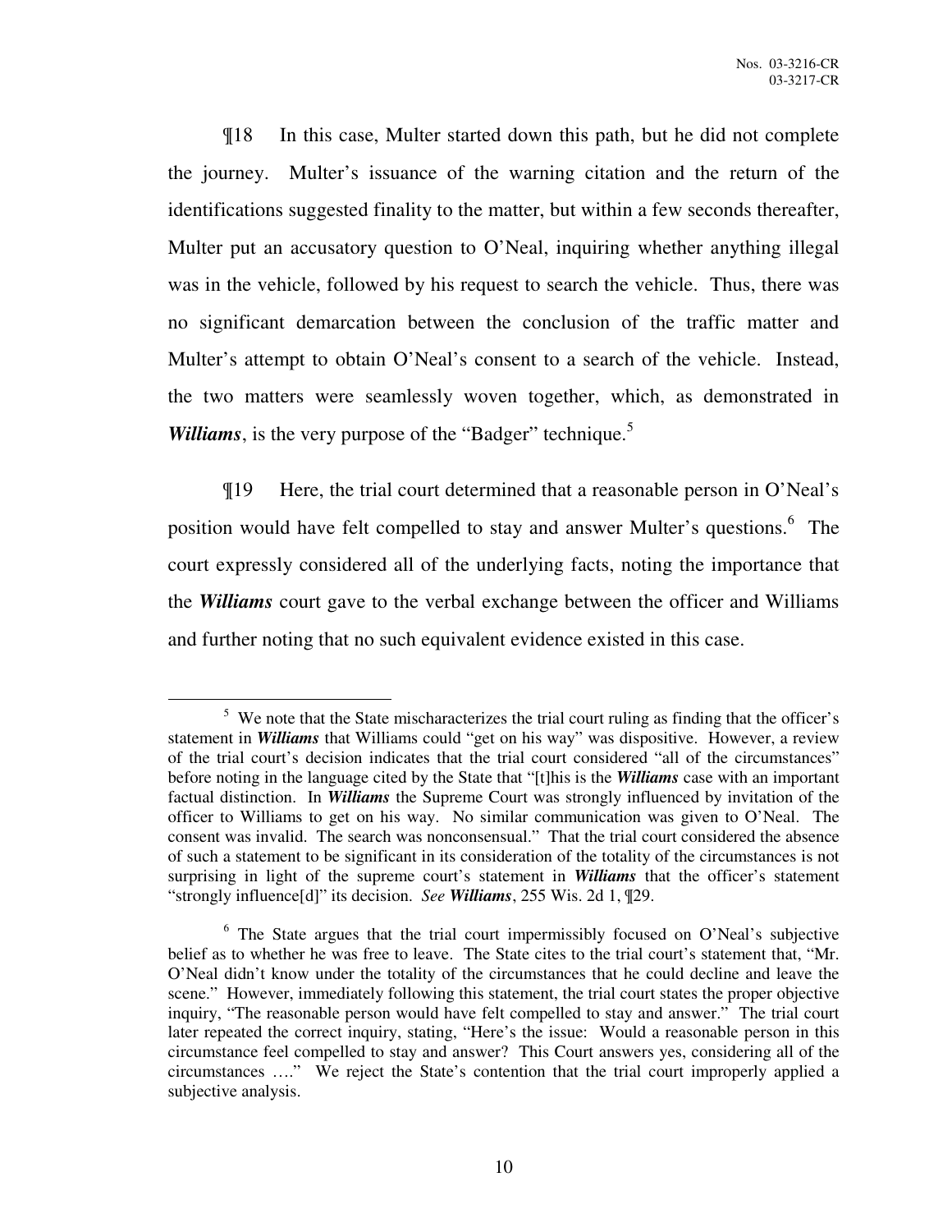¶18 In this case, Multer started down this path, but he did not complete the journey. Multer's issuance of the warning citation and the return of the identifications suggested finality to the matter, but within a few seconds thereafter, Multer put an accusatory question to O'Neal, inquiring whether anything illegal was in the vehicle, followed by his request to search the vehicle. Thus, there was no significant demarcation between the conclusion of the traffic matter and Multer's attempt to obtain O'Neal's consent to a search of the vehicle. Instead, the two matters were seamlessly woven together, which, as demonstrated in ***Williams***, is the very purpose of the "Badger" technique.[5]

¶19 Here, the trial court determined that a reasonable person in O'Neal's position would have felt compelled to stay and answer Multer's questions.[6] The court expressly considered all of the underlying facts, noting the importance that the ***Williams*** court gave to the verbal exchange between the officer and Williams and further noting that no such equivalent evidence existed in this case.

---

[5] We note that the State mischaracterizes the trial court ruling as finding that the officer's statement in ***Williams*** that Williams could "get on his way" was dispositive. However, a review of the trial court's decision indicates that the trial court considered "all of the circumstances" before noting in the language cited by the State that "[t]his is the ***Williams*** case with an important factual distinction. In ***Williams*** the Supreme Court was strongly influenced by invitation of the officer to Williams to get on his way. No similar communication was given to O'Neal. The consent was invalid. The search was nonconsensual." That the trial court considered the absence of such a statement to be significant in its consideration of the totality of the circumstances is not surprising in light of the supreme court's statement in ***Williams*** that the officer's statement "strongly influence[d]" its decision. *See* ***Williams***, 255 Wis. 2d 1, ¶29.

[6] The State argues that the trial court impermissibly focused on O'Neal's subjective belief as to whether he was free to leave. The State cites to the trial court's statement that, "Mr. O'Neal didn't know under the totality of the circumstances that he could decline and leave the scene." However, immediately following this statement, the trial court states the proper objective inquiry, "The reasonable person would have felt compelled to stay and answer." The trial court later repeated the correct inquiry, stating, "Here's the issue: Would a reasonable person in this circumstance feel compelled to stay and answer? This Court answers yes, considering all of the circumstances …." We reject the State's contention that the trial court improperly applied a subjective analysis.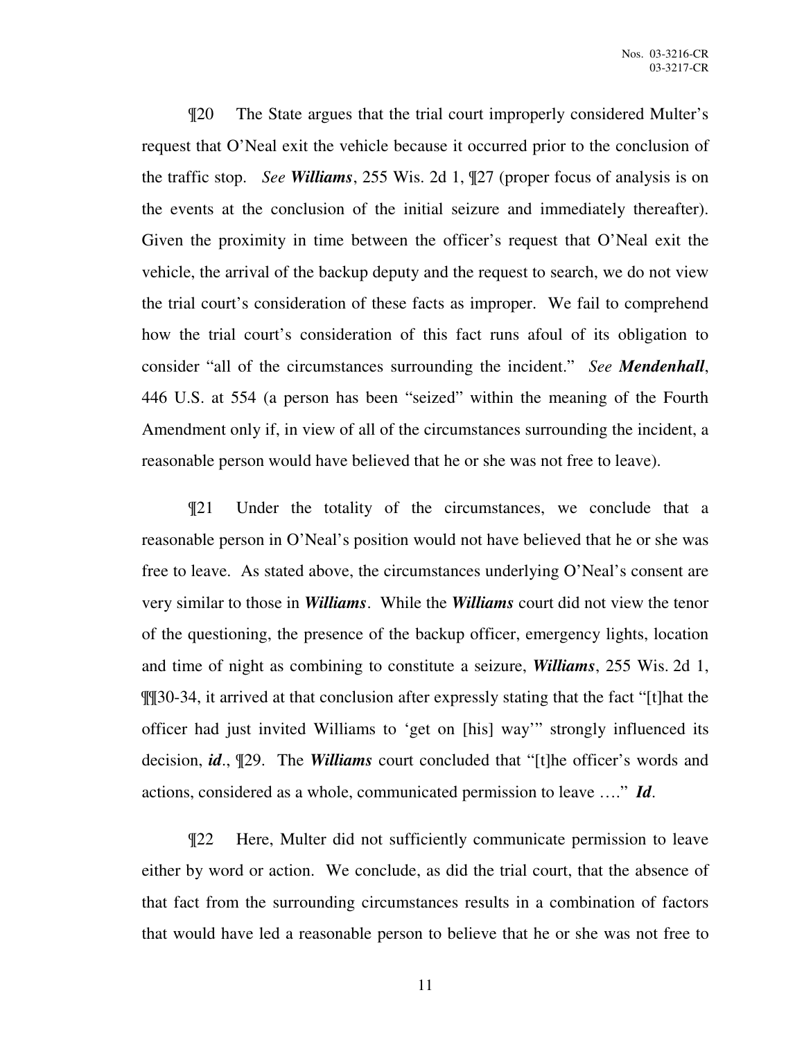¶20 The State argues that the trial court improperly considered Multer's request that O'Neal exit the vehicle because it occurred prior to the conclusion of the traffic stop. *See* ***Williams***, 255 Wis. 2d 1, ¶27 (proper focus of analysis is on the events at the conclusion of the initial seizure and immediately thereafter). Given the proximity in time between the officer's request that O'Neal exit the vehicle, the arrival of the backup deputy and the request to search, we do not view the trial court's consideration of these facts as improper. We fail to comprehend how the trial court's consideration of this fact runs afoul of its obligation to consider "all of the circumstances surrounding the incident." *See* ***Mendenhall***, 446 U.S. at 554 (a person has been "seized" within the meaning of the Fourth Amendment only if, in view of all of the circumstances surrounding the incident, a reasonable person would have believed that he or she was not free to leave).

¶21 Under the totality of the circumstances, we conclude that a reasonable person in O'Neal's position would not have believed that he or she was free to leave. As stated above, the circumstances underlying O'Neal's consent are very similar to those in ***Williams***. While the ***Williams*** court did not view the tenor of the questioning, the presence of the backup officer, emergency lights, location and time of night as combining to constitute a seizure, ***Williams***, 255 Wis. 2d 1, ¶¶30-34, it arrived at that conclusion after expressly stating that the fact "[t]hat the officer had just invited Williams to 'get on [his] way'" strongly influenced its decision, ***id***., ¶29. The ***Williams*** court concluded that "[t]he officer's words and actions, considered as a whole, communicated permission to leave …." ***Id***.

¶22 Here, Multer did not sufficiently communicate permission to leave either by word or action. We conclude, as did the trial court, that the absence of that fact from the surrounding circumstances results in a combination of factors that would have led a reasonable person to believe that he or she was not free to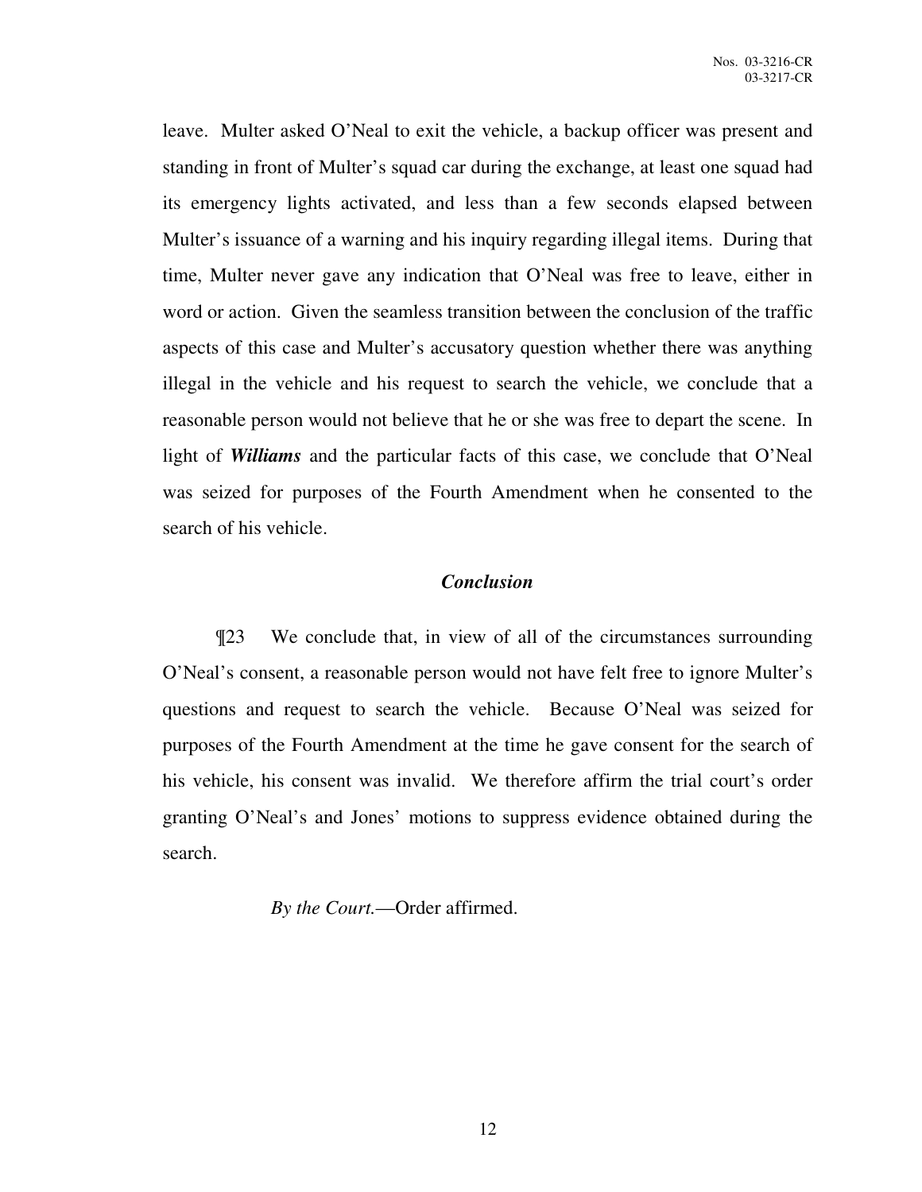leave. Multer asked O'Neal to exit the vehicle, a backup officer was present and standing in front of Multer's squad car during the exchange, at least one squad had its emergency lights activated, and less than a few seconds elapsed between Multer's issuance of a warning and his inquiry regarding illegal items. During that time, Multer never gave any indication that O'Neal was free to leave, either in word or action. Given the seamless transition between the conclusion of the traffic aspects of this case and Multer's accusatory question whether there was anything illegal in the vehicle and his request to search the vehicle, we conclude that a reasonable person would not believe that he or she was free to depart the scene. In light of ***Williams*** and the particular facts of this case, we conclude that O'Neal was seized for purposes of the Fourth Amendment when he consented to the search of his vehicle.

### *Conclusion*

¶23 We conclude that, in view of all of the circumstances surrounding O'Neal's consent, a reasonable person would not have felt free to ignore Multer's questions and request to search the vehicle. Because O'Neal was seized for purposes of the Fourth Amendment at the time he gave consent for the search of his vehicle, his consent was invalid. We therefore affirm the trial court's order granting O'Neal's and Jones' motions to suppress evidence obtained during the search.

*By the Court.*—Order affirmed.